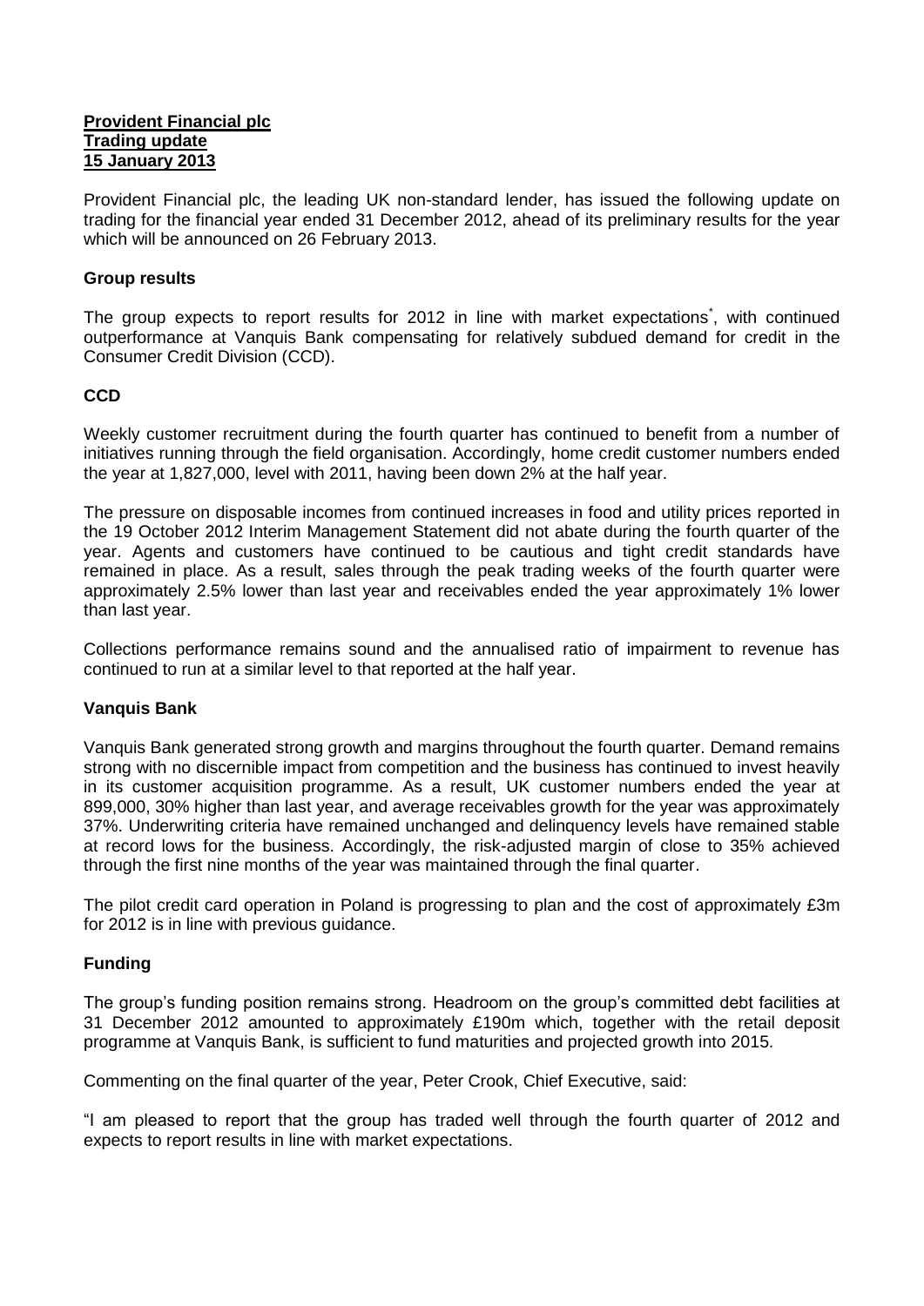**Provident Financial plc**
**Trading update**
**15 January 2013**

Provident Financial plc, the leading UK non-standard lender, has issued the following update on trading for the financial year ended 31 December 2012, ahead of its preliminary results for the year which will be announced on 26 February 2013.

### Group results

The group expects to report results for 2012 in line with market expectations*, with continued outperformance at Vanquis Bank compensating for relatively subdued demand for credit in the Consumer Credit Division (CCD).

### CCD

Weekly customer recruitment during the fourth quarter has continued to benefit from a number of initiatives running through the field organisation. Accordingly, home credit customer numbers ended the year at 1,827,000, level with 2011, having been down 2% at the half year.

The pressure on disposable incomes from continued increases in food and utility prices reported in the 19 October 2012 Interim Management Statement did not abate during the fourth quarter of the year. Agents and customers have continued to be cautious and tight credit standards have remained in place. As a result, sales through the peak trading weeks of the fourth quarter were approximately 2.5% lower than last year and receivables ended the year approximately 1% lower than last year.

Collections performance remains sound and the annualised ratio of impairment to revenue has continued to run at a similar level to that reported at the half year.

### Vanquis Bank

Vanquis Bank generated strong growth and margins throughout the fourth quarter. Demand remains strong with no discernible impact from competition and the business has continued to invest heavily in its customer acquisition programme. As a result, UK customer numbers ended the year at 899,000, 30% higher than last year, and average receivables growth for the year was approximately 37%. Underwriting criteria have remained unchanged and delinquency levels have remained stable at record lows for the business. Accordingly, the risk-adjusted margin of close to 35% achieved through the first nine months of the year was maintained through the final quarter.

The pilot credit card operation in Poland is progressing to plan and the cost of approximately £3m for 2012 is in line with previous guidance.

### Funding

The group's funding position remains strong. Headroom on the group's committed debt facilities at 31 December 2012 amounted to approximately £190m which, together with the retail deposit programme at Vanquis Bank, is sufficient to fund maturities and projected growth into 2015.

Commenting on the final quarter of the year, Peter Crook, Chief Executive, said:

"I am pleased to report that the group has traded well through the fourth quarter of 2012 and expects to report results in line with market expectations.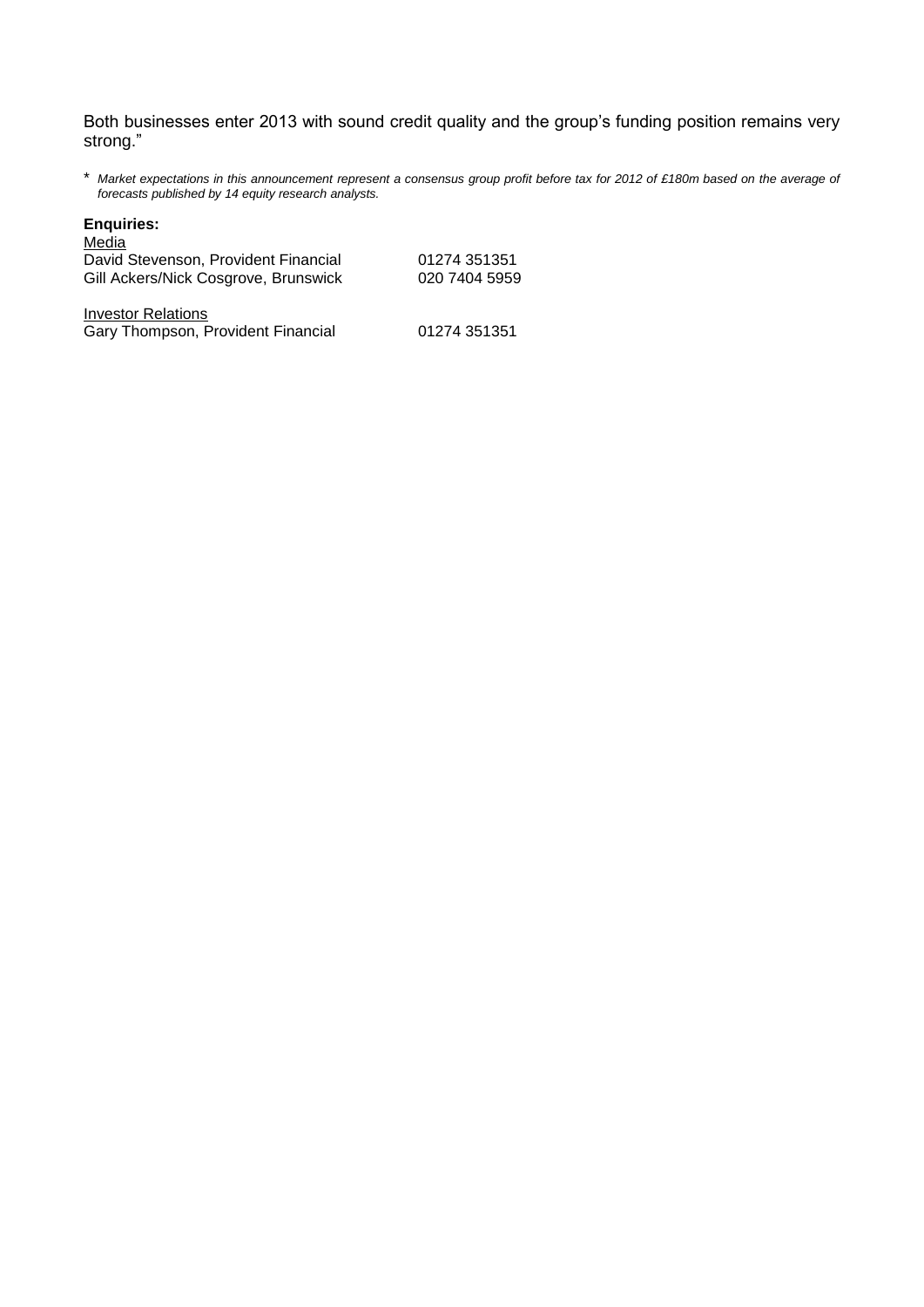Both businesses enter 2013 with sound credit quality and the group's funding position remains very strong."

\* *Market expectations in this announcement represent a consensus group profit before tax for 2012 of £180m based on the average of forecasts published by 14 equity research analysts.*

**Enquiries:**

Media

| | |
|---|---|
| David Stevenson, Provident Financial | 01274 351351 |
| Gill Ackers/Nick Cosgrove, Brunswick | 020 7404 5959 |

Investor Relations

| | |
|---|---|
| Gary Thompson, Provident Financial | 01274 351351 |